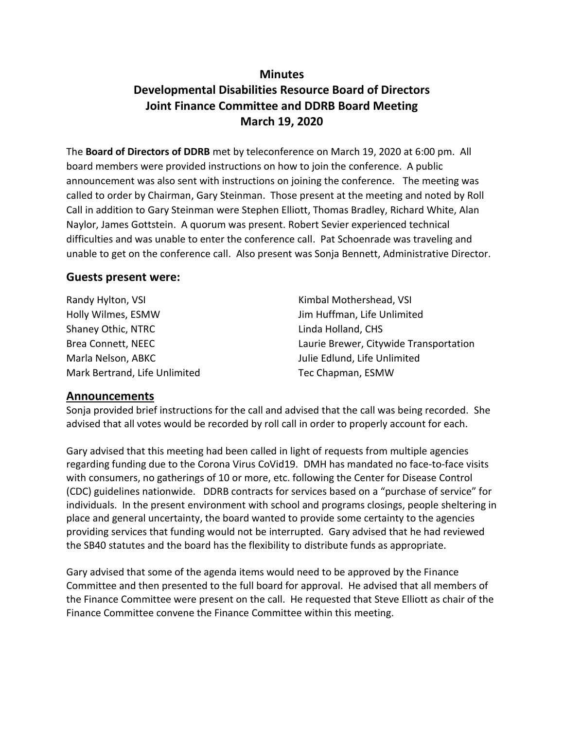# Minutes
## Developmental Disabilities Resource Board of Directors
## Joint Finance Committee and DDRB Board Meeting
## March 19, 2020

The **Board of Directors of DDRB** met by teleconference on March 19, 2020 at 6:00 pm. All board members were provided instructions on how to join the conference. A public announcement was also sent with instructions on joining the conference. The meeting was called to order by Chairman, Gary Steinman. Those present at the meeting and noted by Roll Call in addition to Gary Steinman were Stephen Elliott, Thomas Bradley, Richard White, Alan Naylor, James Gottstein. A quorum was present. Robert Sevier experienced technical difficulties and was unable to enter the conference call. Pat Schoenrade was traveling and unable to get on the conference call. Also present was Sonja Bennett, Administrative Director.

### Guests present were:

Randy Hylton, VSI
Holly Wilmes, ESMW
Shaney Othic, NTRC
Brea Connett, NEEC
Marla Nelson, ABKC
Mark Bertrand, Life Unlimited
Kimbal Mothershead, VSI
Jim Huffman, Life Unlimited
Linda Holland, CHS
Laurie Brewer, Citywide Transportation
Julie Edlund, Life Unlimited
Tec Chapman, ESMW

### Announcements

Sonja provided brief instructions for the call and advised that the call was being recorded. She advised that all votes would be recorded by roll call in order to properly account for each.

Gary advised that this meeting had been called in light of requests from multiple agencies regarding funding due to the Corona Virus CoVid19. DMH has mandated no face-to-face visits with consumers, no gatherings of 10 or more, etc. following the Center for Disease Control (CDC) guidelines nationwide. DDRB contracts for services based on a "purchase of service" for individuals. In the present environment with school and programs closings, people sheltering in place and general uncertainty, the board wanted to provide some certainty to the agencies providing services that funding would not be interrupted. Gary advised that he had reviewed the SB40 statutes and the board has the flexibility to distribute funds as appropriate.

Gary advised that some of the agenda items would need to be approved by the Finance Committee and then presented to the full board for approval. He advised that all members of the Finance Committee were present on the call. He requested that Steve Elliott as chair of the Finance Committee convene the Finance Committee within this meeting.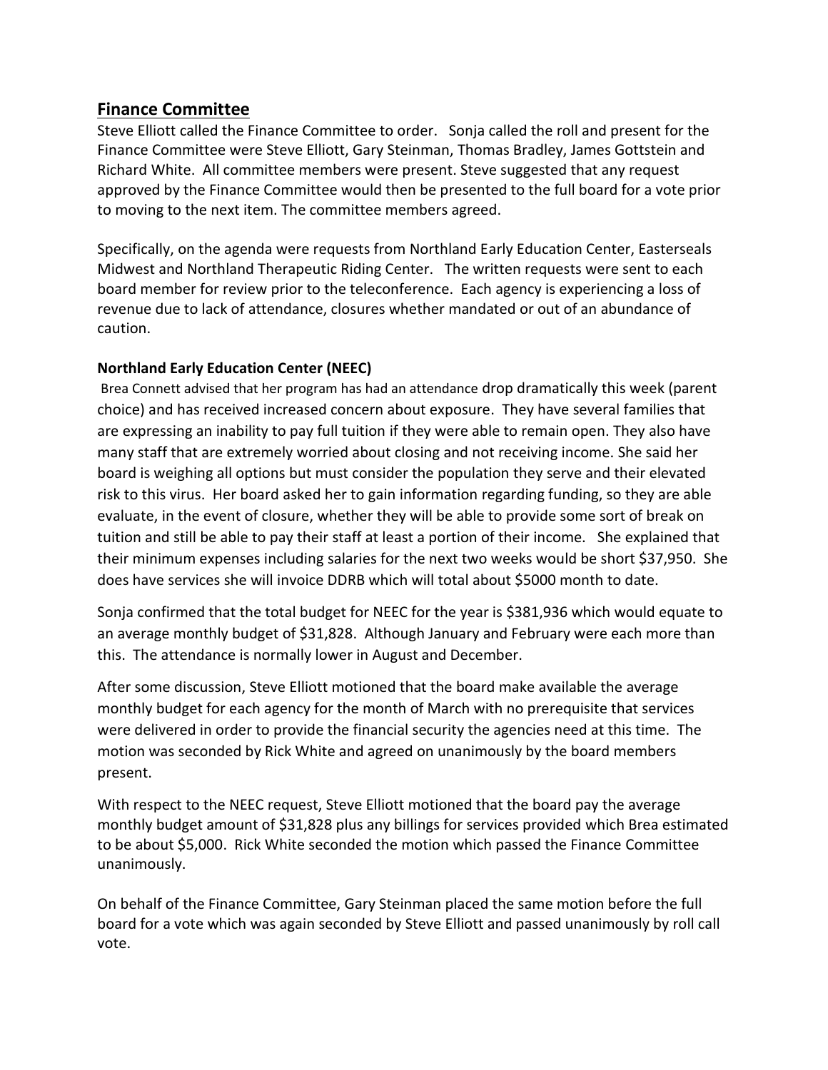## Finance Committee

Steve Elliott called the Finance Committee to order. Sonja called the roll and present for the Finance Committee were Steve Elliott, Gary Steinman, Thomas Bradley, James Gottstein and Richard White. All committee members were present. Steve suggested that any request approved by the Finance Committee would then be presented to the full board for a vote prior to moving to the next item. The committee members agreed.

Specifically, on the agenda were requests from Northland Early Education Center, Easterseals Midwest and Northland Therapeutic Riding Center. The written requests were sent to each board member for review prior to the teleconference. Each agency is experiencing a loss of revenue due to lack of attendance, closures whether mandated or out of an abundance of caution.

### Northland Early Education Center (NEEC)

Brea Connett advised that her program has had an attendance drop dramatically this week (parent choice) and has received increased concern about exposure. They have several families that are expressing an inability to pay full tuition if they were able to remain open. They also have many staff that are extremely worried about closing and not receiving income. She said her board is weighing all options but must consider the population they serve and their elevated risk to this virus. Her board asked her to gain information regarding funding, so they are able evaluate, in the event of closure, whether they will be able to provide some sort of break on tuition and still be able to pay their staff at least a portion of their income. She explained that their minimum expenses including salaries for the next two weeks would be short $37,950. She does have services she will invoice DDRB which will total about $5000 month to date.

Sonja confirmed that the total budget for NEEC for the year is $381,936 which would equate to an average monthly budget of $31,828. Although January and February were each more than this. The attendance is normally lower in August and December.

After some discussion, Steve Elliott motioned that the board make available the average monthly budget for each agency for the month of March with no prerequisite that services were delivered in order to provide the financial security the agencies need at this time. The motion was seconded by Rick White and agreed on unanimously by the board members present.

With respect to the NEEC request, Steve Elliott motioned that the board pay the average monthly budget amount of $31,828 plus any billings for services provided which Brea estimated to be about $5,000. Rick White seconded the motion which passed the Finance Committee unanimously.

On behalf of the Finance Committee, Gary Steinman placed the same motion before the full board for a vote which was again seconded by Steve Elliott and passed unanimously by roll call vote.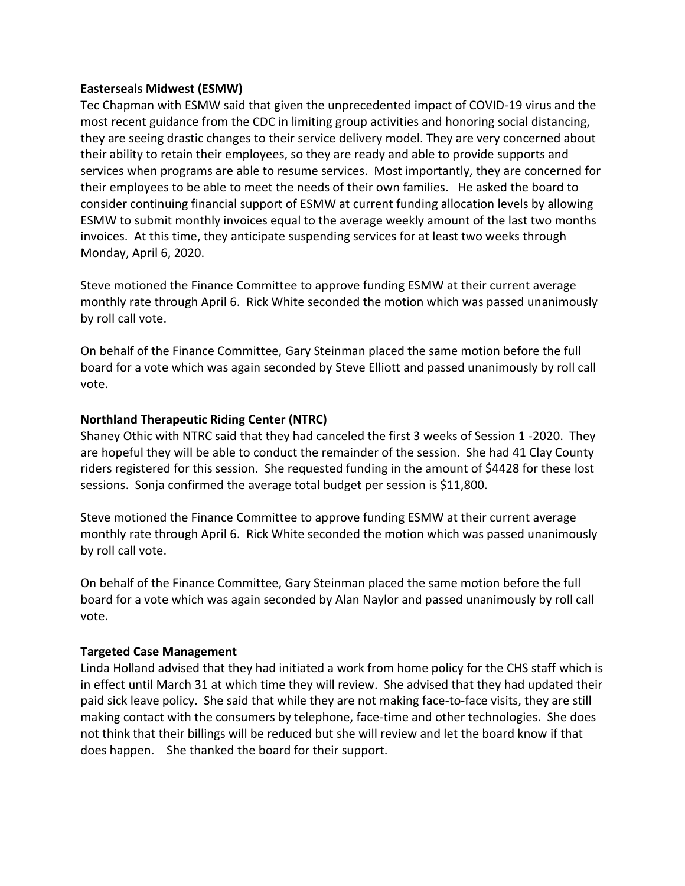**Easterseals Midwest (ESMW)**

Tec Chapman with ESMW said that given the unprecedented impact of COVID-19 virus and the most recent guidance from the CDC in limiting group activities and honoring social distancing, they are seeing drastic changes to their service delivery model. They are very concerned about their ability to retain their employees, so they are ready and able to provide supports and services when programs are able to resume services. Most importantly, they are concerned for their employees to be able to meet the needs of their own families. He asked the board to consider continuing financial support of ESMW at current funding allocation levels by allowing ESMW to submit monthly invoices equal to the average weekly amount of the last two months invoices. At this time, they anticipate suspending services for at least two weeks through Monday, April 6, 2020.

Steve motioned the Finance Committee to approve funding ESMW at their current average monthly rate through April 6. Rick White seconded the motion which was passed unanimously by roll call vote.

On behalf of the Finance Committee, Gary Steinman placed the same motion before the full board for a vote which was again seconded by Steve Elliott and passed unanimously by roll call vote.

**Northland Therapeutic Riding Center (NTRC)**

Shaney Othic with NTRC said that they had canceled the first 3 weeks of Session 1 -2020. They are hopeful they will be able to conduct the remainder of the session. She had 41 Clay County riders registered for this session. She requested funding in the amount of $4428 for these lost sessions. Sonja confirmed the average total budget per session is $11,800.

Steve motioned the Finance Committee to approve funding ESMW at their current average monthly rate through April 6. Rick White seconded the motion which was passed unanimously by roll call vote.

On behalf of the Finance Committee, Gary Steinman placed the same motion before the full board for a vote which was again seconded by Alan Naylor and passed unanimously by roll call vote.

**Targeted Case Management**

Linda Holland advised that they had initiated a work from home policy for the CHS staff which is in effect until March 31 at which time they will review. She advised that they had updated their paid sick leave policy. She said that while they are not making face-to-face visits, they are still making contact with the consumers by telephone, face-time and other technologies. She does not think that their billings will be reduced but she will review and let the board know if that does happen. She thanked the board for their support.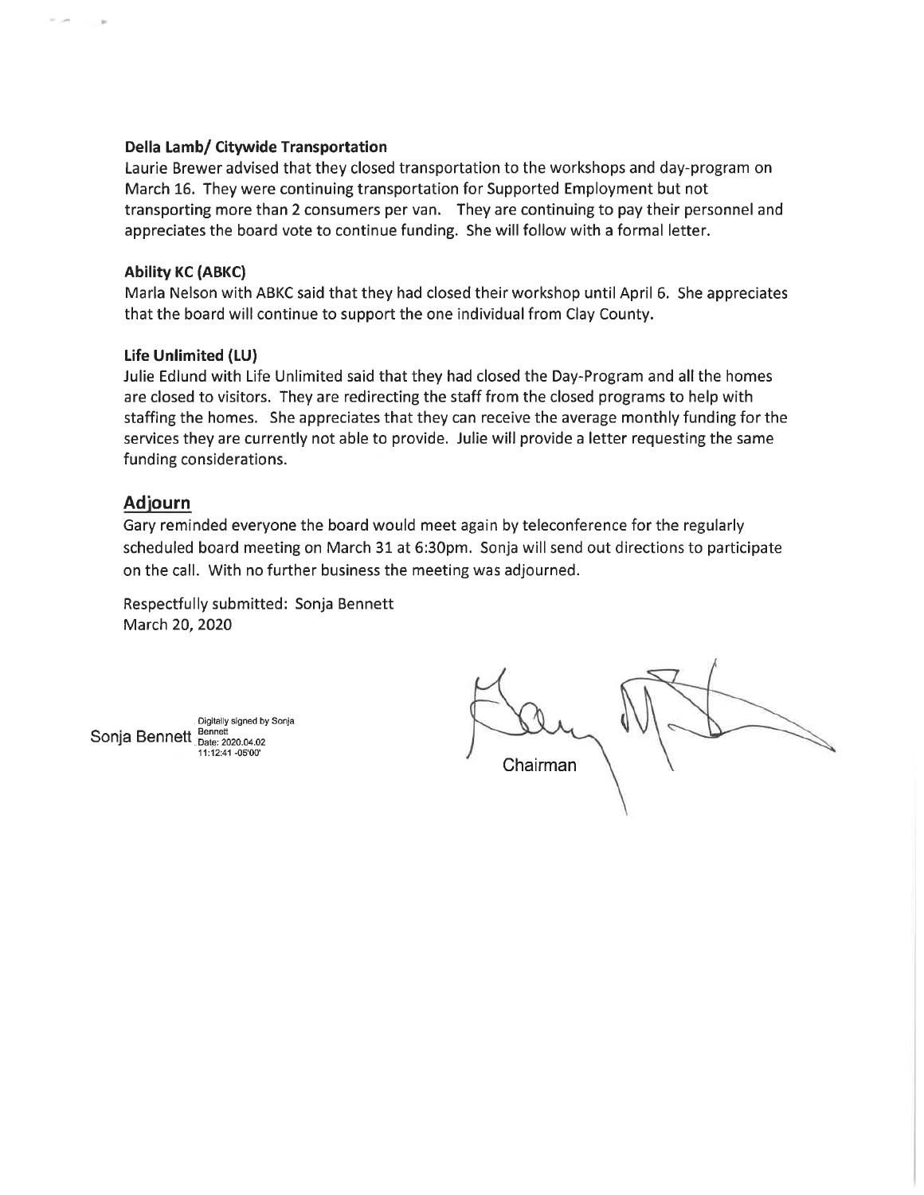**Della Lamb/ Citywide Transportation**

Laurie Brewer advised that they closed transportation to the workshops and day-program on March 16. They were continuing transportation for Supported Employment but not transporting more than 2 consumers per van. They are continuing to pay their personnel and appreciates the board vote to continue funding. She will follow with a formal letter.

**Ability KC (ABKC)**

Marla Nelson with ABKC said that they had closed their workshop until April 6. She appreciates that the board will continue to support the one individual from Clay County.

**Life Unlimited (LU)**

Julie Edlund with Life Unlimited said that they had closed the Day-Program and all the homes are closed to visitors. They are redirecting the staff from the closed programs to help with staffing the homes. She appreciates that they can receive the average monthly funding for the services they are currently not able to provide. Julie will provide a letter requesting the same funding considerations.

## Adjourn

Gary reminded everyone the board would meet again by teleconference for the regularly scheduled board meeting on March 31 at 6:30pm. Sonja will send out directions to participate on the call. With no further business the meeting was adjourned.

Respectfully submitted: Sonja Bennett
March 20, 2020

Sonja Bennett Digitally signed by Sonja Bennett Date: 2020.04.02 11:12:41 -05'00'

Chairman